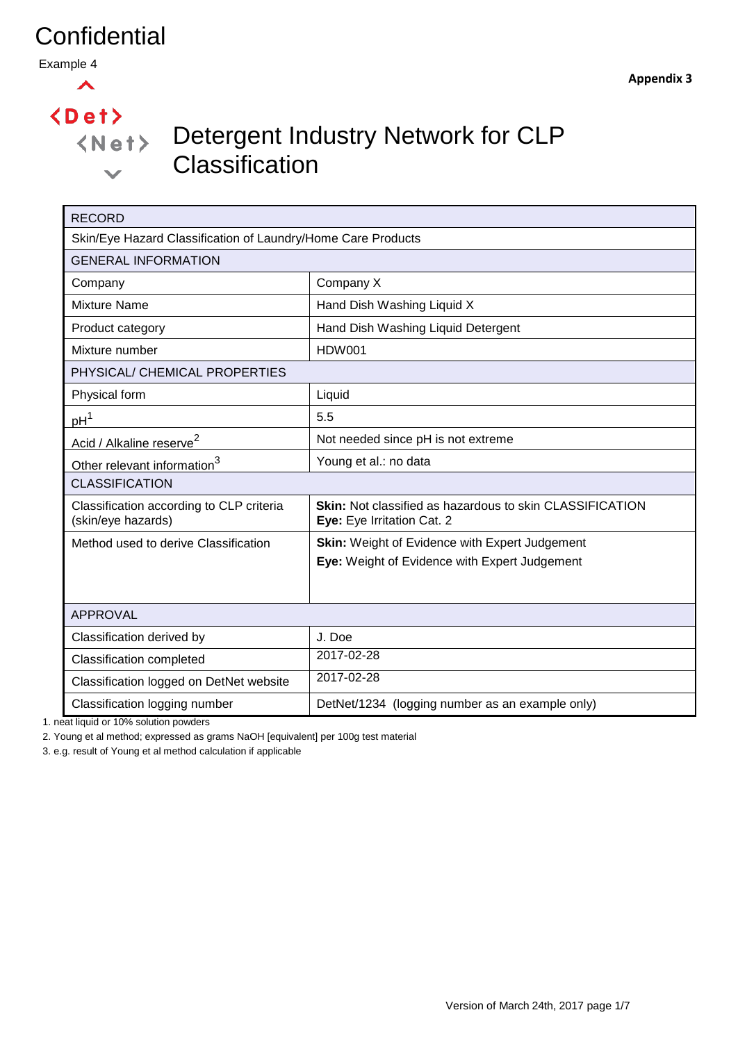# Confidential

Example 4

**Appendix 3**

<Det>
<Net>

# Detergent Industry Network for CLP Classification

| RECORD | |
|---|---|
| Skin/Eye Hazard Classification of Laundry/Home Care Products | |
| GENERAL INFORMATION | |
| Company | Company X |
| Mixture Name | Hand Dish Washing Liquid X |
| Product category | Hand Dish Washing Liquid Detergent |
| Mixture number | HDW001 |
| PHYSICAL/ CHEMICAL PROPERTIES | |
| Physical form | Liquid |
| pH[1] | 5.5 |
| Acid / Alkaline reserve[2] | Not needed since pH is not extreme |
| Other relevant information[3] | Young et al.: no data |
| CLASSIFICATION | |
| Classification according to CLP criteria (skin/eye hazards) | **Skin:** Not classified as hazardous to skin CLASSIFICATION<br>**Eye:** Eye Irritation Cat. 2 |
| Method used to derive Classification | **Skin:** Weight of Evidence with Expert Judgement<br>**Eye:** Weight of Evidence with Expert Judgement |
| APPROVAL | |
| Classification derived by | J. Doe |
| Classification completed | 2017-02-28 |
| Classification logged on DetNet website | 2017-02-28 |
| Classification logging number | DetNet/1234 (logging number as an example only) |

1. neat liquid or 10% solution powders
2. Young et al method; expressed as grams NaOH [equivalent] per 100g test material
3. e.g. result of Young et al method calculation if applicable

Version of March 24th, 2017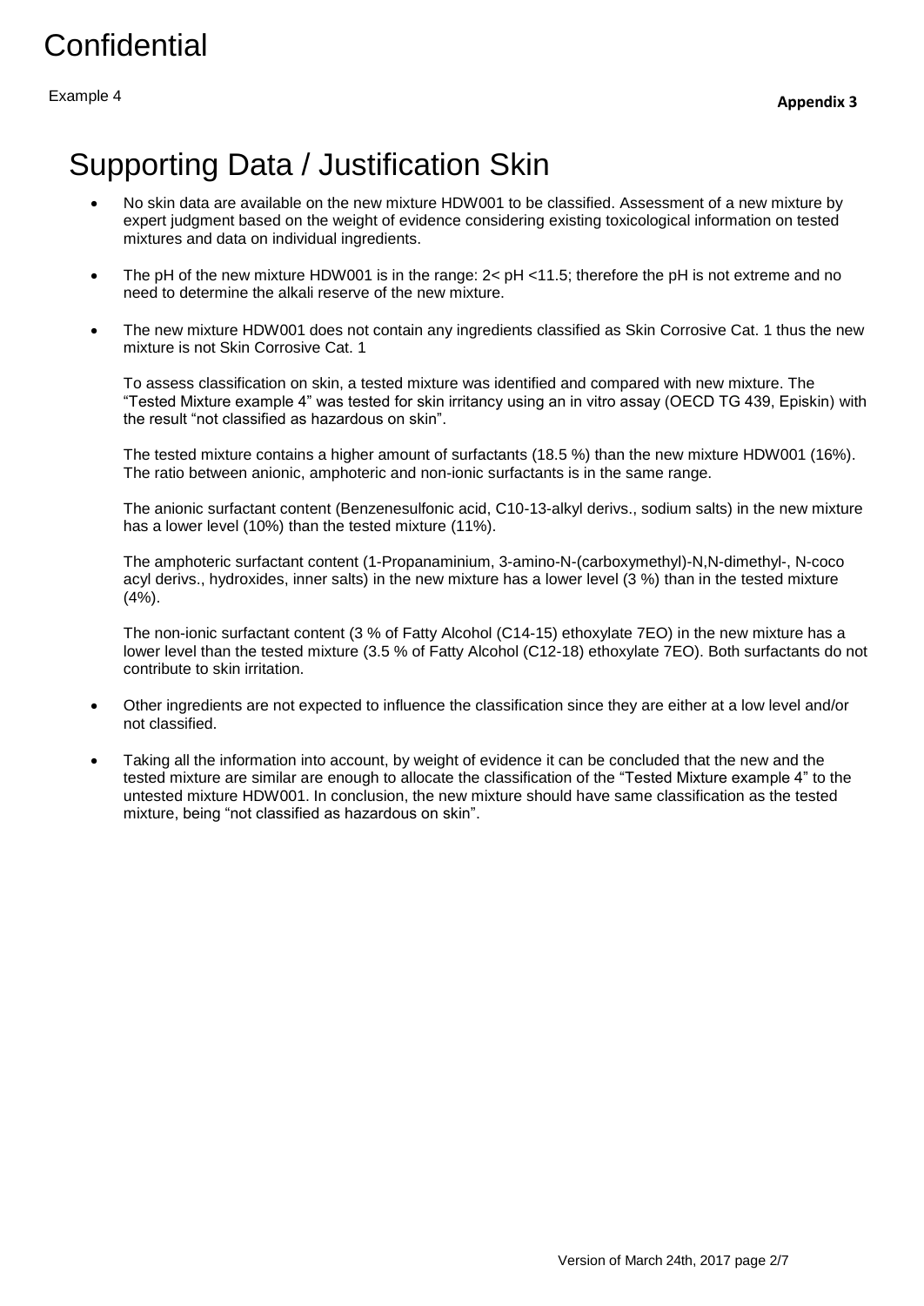Confidential

Example 4

**Appendix 3**

# Supporting Data / Justification Skin

- No skin data are available on the new mixture HDW001 to be classified. Assessment of a new mixture by expert judgment based on the weight of evidence considering existing toxicological information on tested mixtures and data on individual ingredients.

- The pH of the new mixture HDW001 is in the range: 2< pH <11.5; therefore the pH is not extreme and no need to determine the alkali reserve of the new mixture.

- The new mixture HDW001 does not contain any ingredients classified as Skin Corrosive Cat. 1 thus the new mixture is not Skin Corrosive Cat. 1

  To assess classification on skin, a tested mixture was identified and compared with new mixture. The "Tested Mixture example 4" was tested for skin irritancy using an in vitro assay (OECD TG 439, Episkin) with the result "not classified as hazardous on skin".

  The tested mixture contains a higher amount of surfactants (18.5 %) than the new mixture HDW001 (16%). The ratio between anionic, amphoteric and non-ionic surfactants is in the same range.

  The anionic surfactant content (Benzenesulfonic acid, C10-13-alkyl derivs., sodium salts) in the new mixture has a lower level (10%) than the tested mixture (11%).

  The amphoteric surfactant content (1-Propanaminium, 3-amino-N-(carboxymethyl)-N,N-dimethyl-, N-coco acyl derivs., hydroxides, inner salts) in the new mixture has a lower level (3 %) than in the tested mixture (4%).

  The non-ionic surfactant content (3 % of Fatty Alcohol (C14-15) ethoxylate 7EO) in the new mixture has a lower level than the tested mixture (3.5 % of Fatty Alcohol (C12-18) ethoxylate 7EO). Both surfactants do not contribute to skin irritation.

- Other ingredients are not expected to influence the classification since they are either at a low level and/or not classified.

- Taking all the information into account, by weight of evidence it can be concluded that the new and the tested mixture are similar are enough to allocate the classification of the "Tested Mixture example 4" to the untested mixture HDW001. In conclusion, the new mixture should have same classification as the tested mixture, being "not classified as hazardous on skin".

Version of March 24th, 2017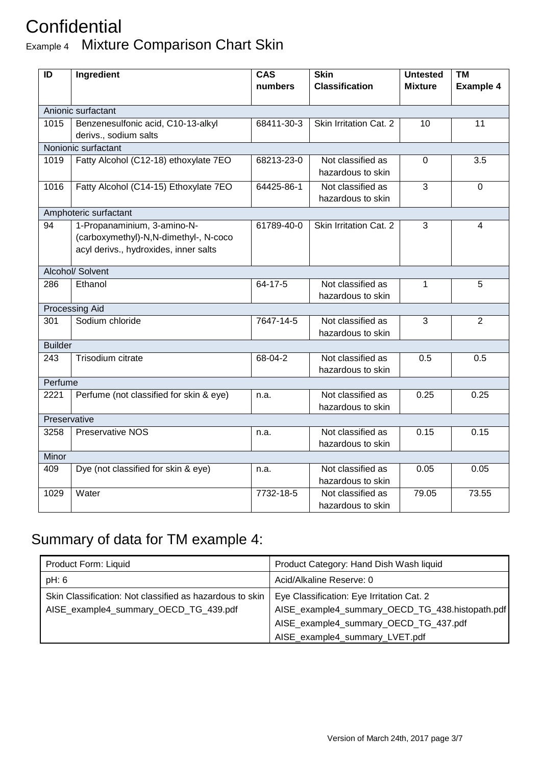# Confidential

## Example 4 Mixture Comparison Chart Skin

| ID | Ingredient | CAS numbers | Skin Classification | Untested Mixture | TM Example 4 |
|---|---|---|---|---|---|
| Anionic surfactant | | | | | |
| 1015 | Benzenesulfonic acid, C10-13-alkyl derivs., sodium salts | 68411-30-3 | Skin Irritation Cat. 2 | 10 | 11 |
| Nonionic surfactant | | | | | |
| 1019 | Fatty Alcohol (C12-18) ethoxylate 7EO | 68213-23-0 | Not classified as hazardous to skin | 0 | 3.5 |
| 1016 | Fatty Alcohol (C14-15) Ethoxylate 7EO | 64425-86-1 | Not classified as hazardous to skin | 3 | 0 |
| Amphoteric surfactant | | | | | |
| 94 | 1-Propanaminium, 3-amino-N-(carboxymethyl)-N,N-dimethyl-, N-coco acyl derivs., hydroxides, inner salts | 61789-40-0 | Skin Irritation Cat. 2 | 3 | 4 |
| Alcohol/ Solvent | | | | | |
| 286 | Ethanol | 64-17-5 | Not classified as hazardous to skin | 1 | 5 |
| Processing Aid | | | | | |
| 301 | Sodium chloride | 7647-14-5 | Not classified as hazardous to skin | 3 | 2 |
| Builder | | | | | |
| 243 | Trisodium citrate | 68-04-2 | Not classified as hazardous to skin | 0.5 | 0.5 |
| Perfume | | | | | |
| 2221 | Perfume (not classified for skin & eye) | n.a. | Not classified as hazardous to skin | 0.25 | 0.25 |
| Preservative | | | | | |
| 3258 | Preservative NOS | n.a. | Not classified as hazardous to skin | 0.15 | 0.15 |
| Minor | | | | | |
| 409 | Dye (not classified for skin & eye) | n.a. | Not classified as hazardous to skin | 0.05 | 0.05 |
| 1029 | Water | 7732-18-5 | Not classified as hazardous to skin | 79.05 | 73.55 |

## Summary of data for TM example 4:

| Product Form: Liquid | Product Category: Hand Dish Wash liquid |
|---|---|
| pH: 6 | Acid/Alkaline Reserve: 0 |
| Skin Classification: Not classified as hazardous to skin<br>AISE_example4_summary_OECD_TG_439.pdf | Eye Classification: Eye Irritation Cat. 2<br>AISE_example4_summary_OECD_TG_438.histopath.pdf<br>AISE_example4_summary_OECD_TG_437.pdf<br>AISE_example4_summary_LVET.pdf |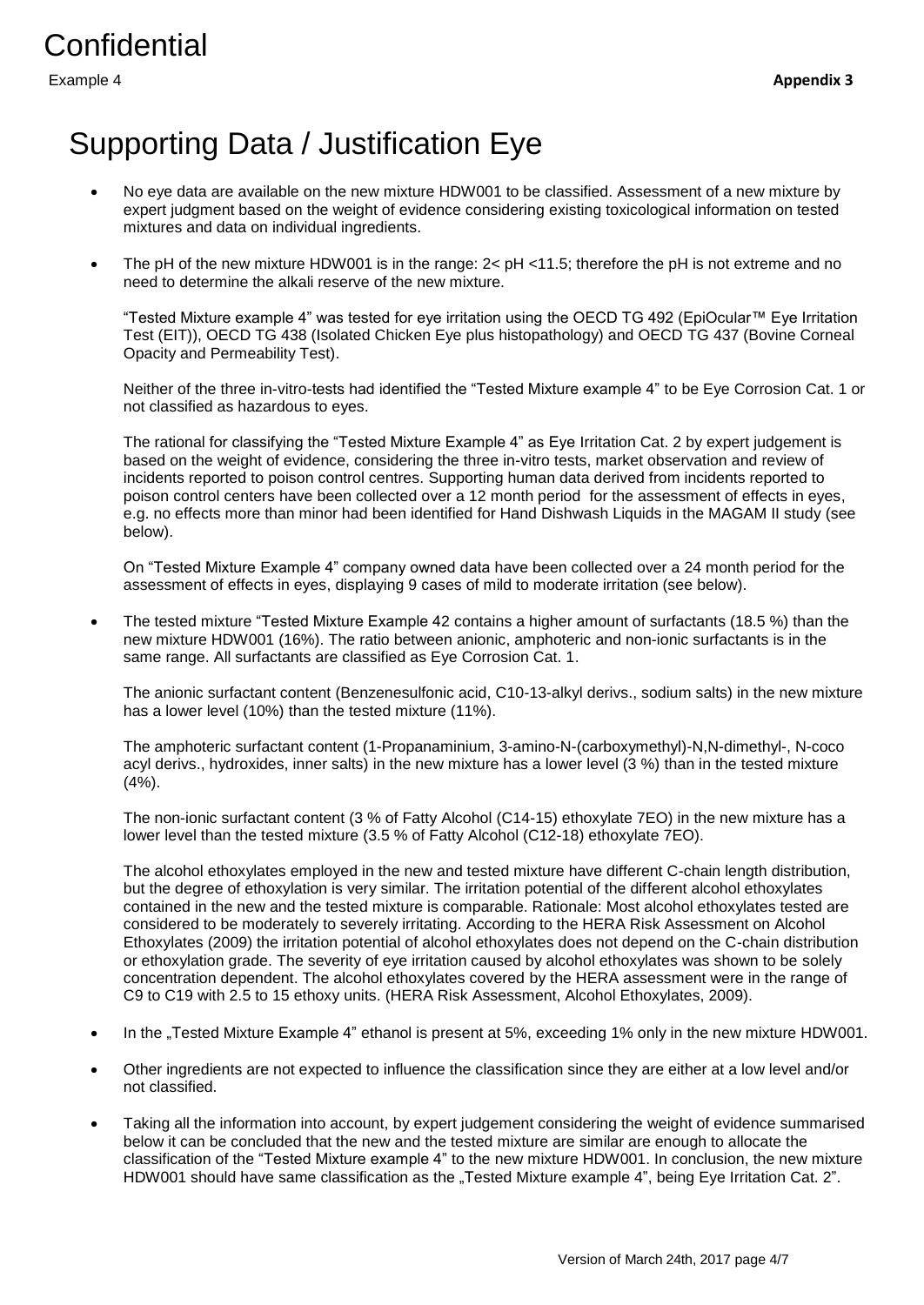Confidential

Example 4 **Appendix 3**

# Supporting Data / Justification Eye

- No eye data are available on the new mixture HDW001 to be classified. Assessment of a new mixture by expert judgment based on the weight of evidence considering existing toxicological information on tested mixtures and data on individual ingredients.

- The pH of the new mixture HDW001 is in the range: 2< pH <11.5; therefore the pH is not extreme and no need to determine the alkali reserve of the new mixture.

  "Tested Mixture example 4" was tested for eye irritation using the OECD TG 492 (EpiOcular™ Eye Irritation Test (EIT)), OECD TG 438 (Isolated Chicken Eye plus histopathology) and OECD TG 437 (Bovine Corneal Opacity and Permeability Test).

  Neither of the three in-vitro-tests had identified the "Tested Mixture example 4" to be Eye Corrosion Cat. 1 or not classified as hazardous to eyes.

  The rational for classifying the "Tested Mixture Example 4" as Eye Irritation Cat. 2 by expert judgement is based on the weight of evidence, considering the three in-vitro tests, market observation and review of incidents reported to poison control centres. Supporting human data derived from incidents reported to poison control centers have been collected over a 12 month period for the assessment of effects in eyes, e.g. no effects more than minor had been identified for Hand Dishwash Liquids in the MAGAM II study (see below).

  On "Tested Mixture Example 4" company owned data have been collected over a 24 month period for the assessment of effects in eyes, displaying 9 cases of mild to moderate irritation (see below).

- The tested mixture "Tested Mixture Example 42 contains a higher amount of surfactants (18.5 %) than the new mixture HDW001 (16%). The ratio between anionic, amphoteric and non-ionic surfactants is in the same range. All surfactants are classified as Eye Corrosion Cat. 1.

  The anionic surfactant content (Benzenesulfonic acid, C10-13-alkyl derivs., sodium salts) in the new mixture has a lower level (10%) than the tested mixture (11%).

  The amphoteric surfactant content (1-Propanaminium, 3-amino-N-(carboxymethyl)-N,N-dimethyl-, N-coco acyl derivs., hydroxides, inner salts) in the new mixture has a lower level (3 %) than in the tested mixture (4%).

  The non-ionic surfactant content (3 % of Fatty Alcohol (C14-15) ethoxylate 7EO) in the new mixture has a lower level than the tested mixture (3.5 % of Fatty Alcohol (C12-18) ethoxylate 7EO).

  The alcohol ethoxylates employed in the new and tested mixture have different C-chain length distribution, but the degree of ethoxylation is very similar. The irritation potential of the different alcohol ethoxylates contained in the new and the tested mixture is comparable. Rationale: Most alcohol ethoxylates tested are considered to be moderately to severely irritating. According to the HERA Risk Assessment on Alcohol Ethoxylates (2009) the irritation potential of alcohol ethoxylates does not depend on the C-chain distribution or ethoxylation grade. The severity of eye irritation caused by alcohol ethoxylates was shown to be solely concentration dependent. The alcohol ethoxylates covered by the HERA assessment were in the range of C9 to C19 with 2.5 to 15 ethoxy units. (HERA Risk Assessment, Alcohol Ethoxylates, 2009).

- In the „Tested Mixture Example 4" ethanol is present at 5%, exceeding 1% only in the new mixture HDW001.

- Other ingredients are not expected to influence the classification since they are either at a low level and/or not classified.

- Taking all the information into account, by expert judgement considering the weight of evidence summarised below it can be concluded that the new and the tested mixture are similar are enough to allocate the classification of the "Tested Mixture example 4" to the new mixture HDW001. In conclusion, the new mixture HDW001 should have same classification as the „Tested Mixture example 4", being Eye Irritation Cat. 2".

Version of March 24th, 2017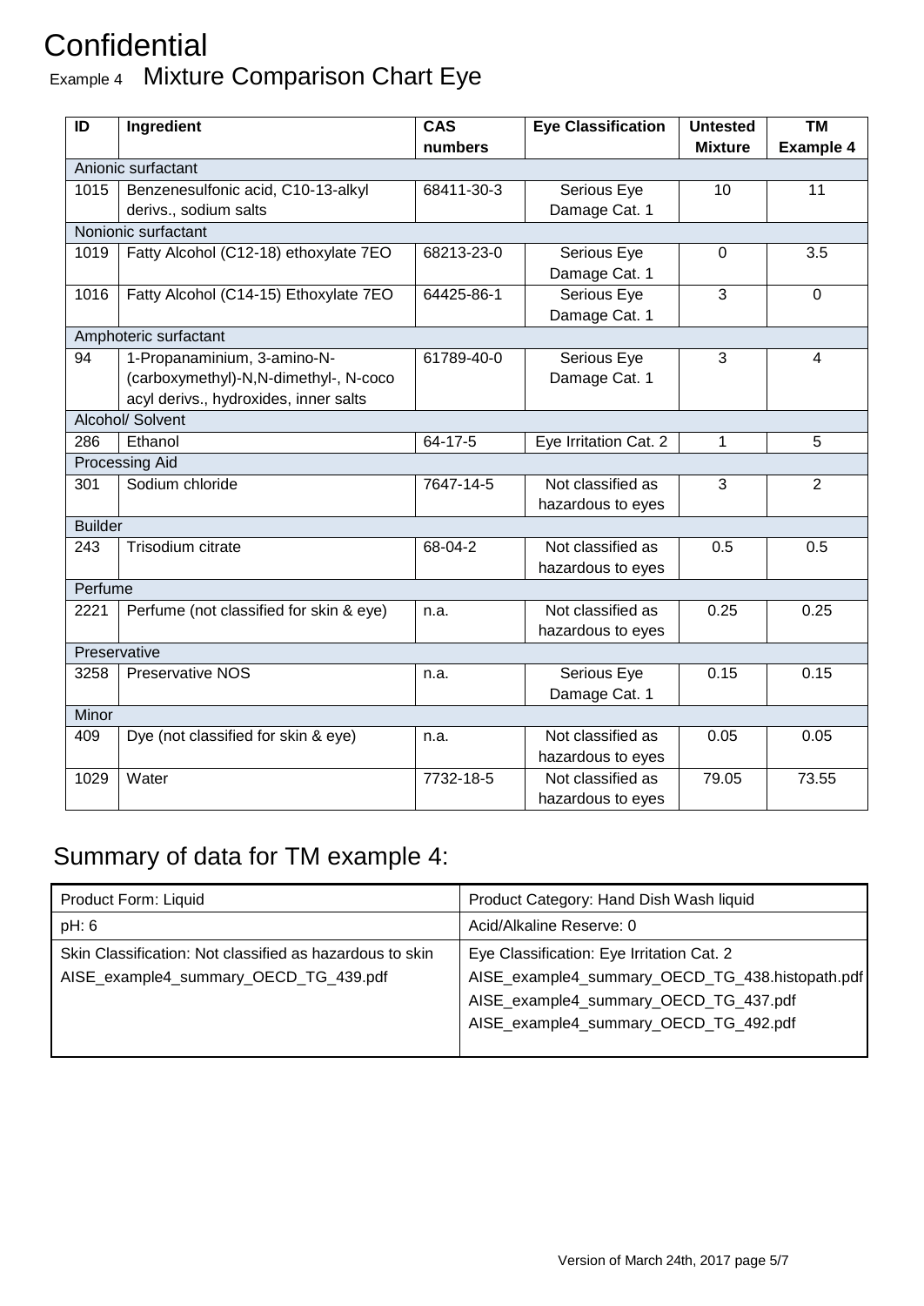# Confidential

## Example 4 Mixture Comparison Chart Eye

| ID | Ingredient | CAS numbers | Eye Classification | Untested Mixture | TM Example 4 |
|---|---|---|---|---|---|
| Anionic surfactant | | | | | |
| 1015 | Benzenesulfonic acid, C10-13-alkyl derivs., sodium salts | 68411-30-3 | Serious Eye Damage Cat. 1 | 10 | 11 |
| Nonionic surfactant | | | | | |
| 1019 | Fatty Alcohol (C12-18) ethoxylate 7EO | 68213-23-0 | Serious Eye Damage Cat. 1 | 0 | 3.5 |
| 1016 | Fatty Alcohol (C14-15) Ethoxylate 7EO | 64425-86-1 | Serious Eye Damage Cat. 1 | 3 | 0 |
| Amphoteric surfactant | | | | | |
| 94 | 1-Propanaminium, 3-amino-N-(carboxymethyl)-N,N-dimethyl-, N-coco acyl derivs., hydroxides, inner salts | 61789-40-0 | Serious Eye Damage Cat. 1 | 3 | 4 |
| Alcohol/ Solvent | | | | | |
| 286 | Ethanol | 64-17-5 | Eye Irritation Cat. 2 | 1 | 5 |
| Processing Aid | | | | | |
| 301 | Sodium chloride | 7647-14-5 | Not classified as hazardous to eyes | 3 | 2 |
| Builder | | | | | |
| 243 | Trisodium citrate | 68-04-2 | Not classified as hazardous to eyes | 0.5 | 0.5 |
| Perfume | | | | | |
| 2221 | Perfume (not classified for skin & eye) | n.a. | Not classified as hazardous to eyes | 0.25 | 0.25 |
| Preservative | | | | | |
| 3258 | Preservative NOS | n.a. | Serious Eye Damage Cat. 1 | 0.15 | 0.15 |
| Minor | | | | | |
| 409 | Dye (not classified for skin & eye) | n.a. | Not classified as hazardous to eyes | 0.05 | 0.05 |
| 1029 | Water | 7732-18-5 | Not classified as hazardous to eyes | 79.05 | 73.55 |

## Summary of data for TM example 4:

| Product Form: Liquid | Product Category: Hand Dish Wash liquid |
|---|---|
| pH: 6 | Acid/Alkaline Reserve: 0 |
| Skin Classification: Not classified as hazardous to skin<br>AISE_example4_summary_OECD_TG_439.pdf | Eye Classification: Eye Irritation Cat. 2<br>AISE_example4_summary_OECD_TG_438.histopath.pdf<br>AISE_example4_summary_OECD_TG_437.pdf<br>AISE_example4_summary_OECD_TG_492.pdf |

Version of March 24th, 2017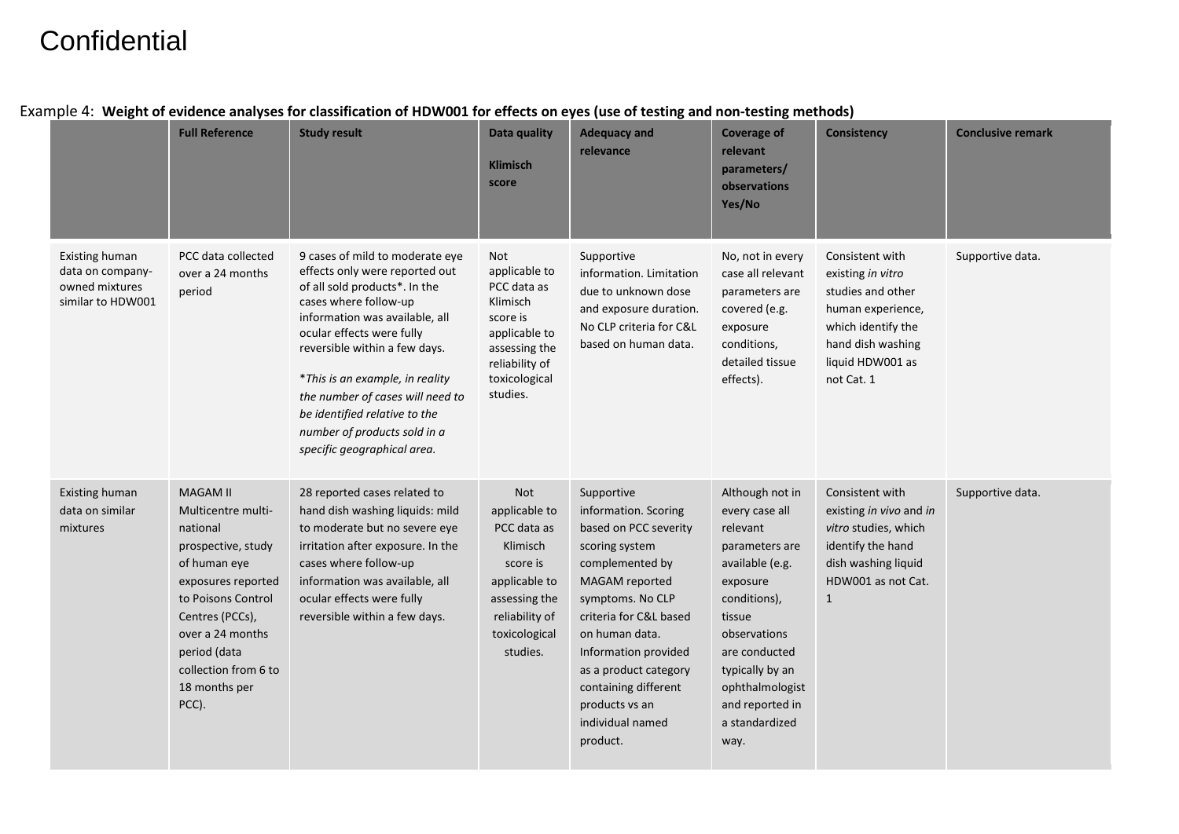Confidential

Example 4: **Weight of evidence analyses for classification of HDW001 for effects on eyes (use of testing and non-testing methods)**

| | Full Reference | Study result | Data quality Klimisch score | Adequacy and relevance | Coverage of relevant parameters/ observations Yes/No | Consistency | Conclusive remark |
|---|---|---|---|---|---|---|---|
| Existing human data on company-owned mixtures similar to HDW001 | PCC data collected over a 24 months period | 9 cases of mild to moderate eye effects only were reported out of all sold products*. In the cases where follow-up information was available, all ocular effects were fully reversible within a few days.<br><br>**This is an example, in reality the number of cases will need to be identified relative to the number of products sold in a specific geographical area.* | Not applicable to PCC data as Klimisch score is applicable to assessing the reliability of toxicological studies. | Supportive information. Limitation due to unknown dose and exposure duration. No CLP criteria for C&L based on human data. | No, not in every case all relevant parameters are covered (e.g. exposure conditions, detailed tissue effects). | Consistent with existing *in vitro* studies and other human experience, which identify the hand dish washing liquid HDW001 as not Cat. 1 | Supportive data. |
| Existing human data on similar mixtures | MAGAM II Multicentre multi-national prospective, study of human eye exposures reported to Poisons Control Centres (PCCs), over a 24 months period (data collection from 6 to 18 months per PCC). | 28 reported cases related to hand dish washing liquids: mild to moderate but no severe eye irritation after exposure. In the cases where follow-up information was available, all ocular effects were fully reversible within a few days. | Not applicable to PCC data as Klimisch score is applicable to assessing the reliability of toxicological studies. | Supportive information. Scoring based on PCC severity scoring system complemented by MAGAM reported symptoms. No CLP criteria for C&L based on human data. Information provided as a product category containing different products vs an individual named product. | Although not in every case all relevant parameters are available (e.g. exposure conditions), tissue observations are conducted typically by an ophthalmologist and reported in a standardized way. | Consistent with existing *in vivo* and *in vitro* studies, which identify the hand dish washing liquid HDW001 as not Cat. 1 | Supportive data. |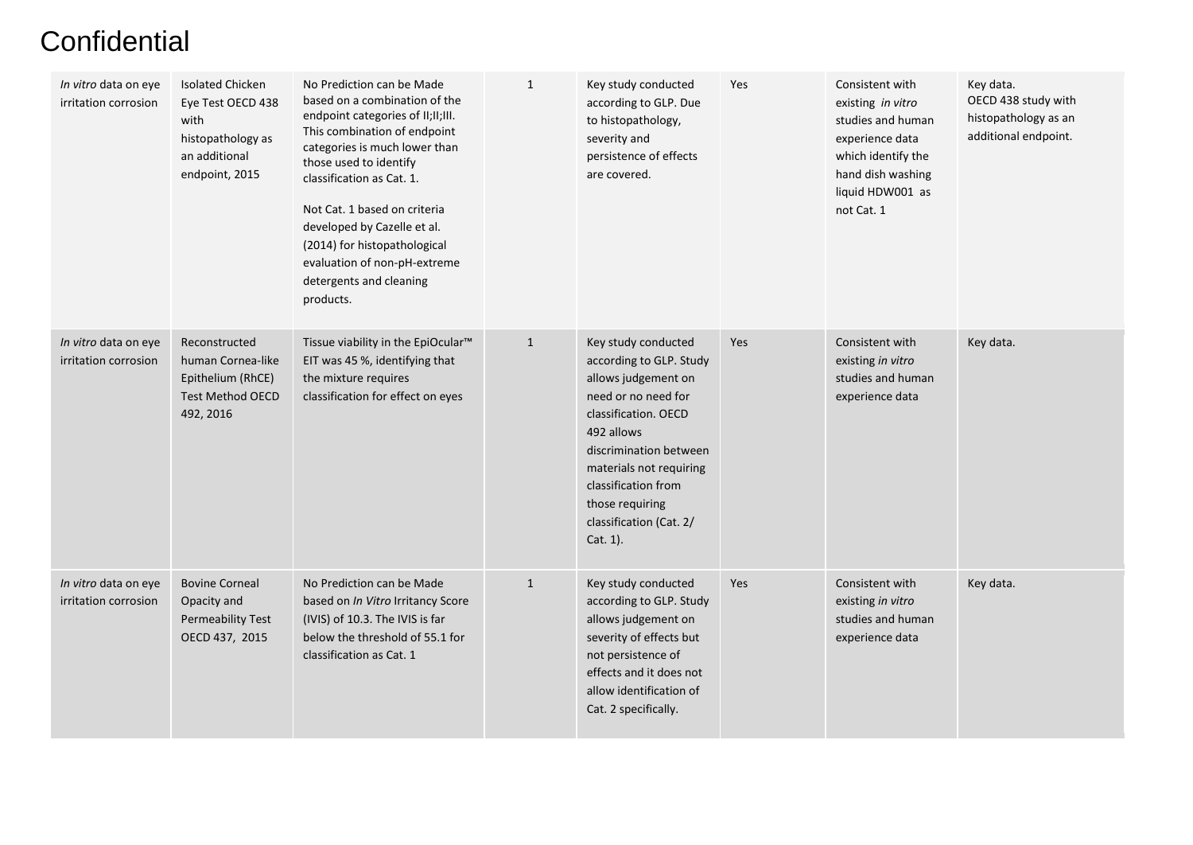Confidential

| *In vitro* data on eye irritation corrosion | Isolated Chicken Eye Test OECD 438 with histopathology as an additional endpoint, 2015 | No Prediction can be Made based on a combination of the endpoint categories of II;II;III. This combination of endpoint categories is much lower than those used to identify classification as Cat. 1.<br><br>Not Cat. 1 based on criteria developed by Cazelle et al. (2014) for histopathological evaluation of non-pH-extreme detergents and cleaning products. | 1 | Key study conducted according to GLP. Due to histopathology, severity and persistence of effects are covered. | Yes | Consistent with existing *in vitro* studies and human experience data which identify the hand dish washing liquid HDW001 as not Cat. 1 | Key data.<br>OECD 438 study with histopathology as an additional endpoint. |
|---|---|---|---|---|---|---|---|
| *In vitro* data on eye irritation corrosion | Reconstructed human Cornea-like Epithelium (RhCE) Test Method OECD 492, 2016 | Tissue viability in the EpiOcular™ EIT was 45 %, identifying that the mixture requires classification for effect on eyes | 1 | Key study conducted according to GLP. Study allows judgement on need or no need for classification. OECD 492 allows discrimination between materials not requiring classification from those requiring classification (Cat. 2/ Cat. 1). | Yes | Consistent with existing *in vitro* studies and human experience data | Key data. |
| *In vitro* data on eye irritation corrosion | Bovine Corneal Opacity and Permeability Test OECD 437, 2015 | No Prediction can be Made based on *In Vitro* Irritancy Score (IVIS) of 10.3. The IVIS is far below the threshold of 55.1 for classification as Cat. 1 | 1 | Key study conducted according to GLP. Study allows judgement on severity of effects but not persistence of effects and it does not allow identification of Cat. 2 specifically. | Yes | Consistent with existing *in vitro* studies and human experience data | Key data. |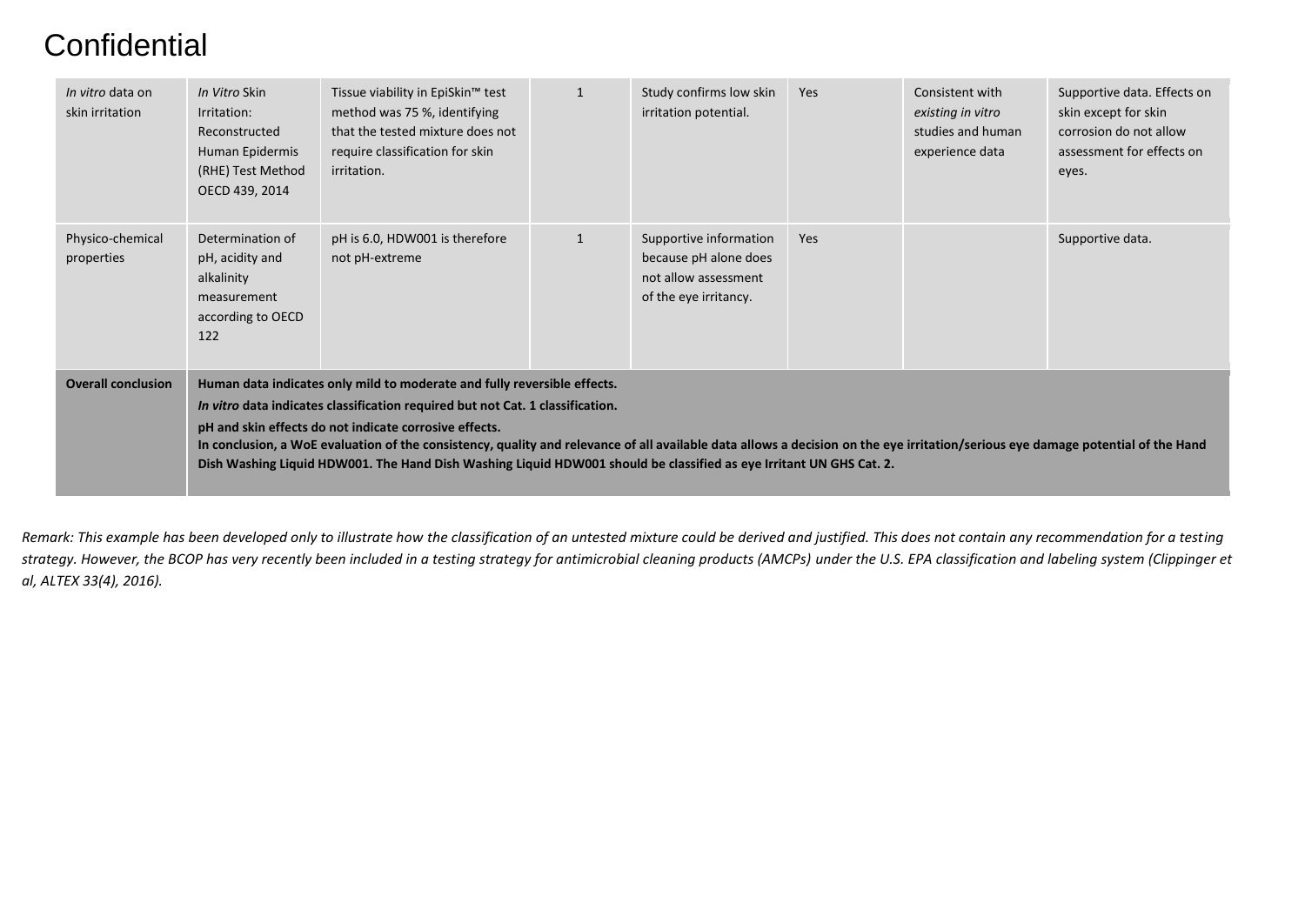Confidential

| | | | | | | | |
|---|---|---|---|---|---|---|---|
| *In vitro* data on skin irritation | *In Vitro* Skin Irritation: Reconstructed Human Epidermis (RHE) Test Method OECD 439, 2014 | Tissue viability in EpiSkin™ test method was 75 %, identifying that the tested mixture does not require classification for skin irritation. | 1 | Study confirms low skin irritation potential. | Yes | Consistent with existing *in vitro* studies and human experience data | Supportive data. Effects on skin except for skin corrosion do not allow assessment for effects on eyes. |
| Physico-chemical properties | Determination of pH, acidity and alkalinity measurement according to OECD 122 | pH is 6.0, HDW001 is therefore not pH-extreme | 1 | Supportive information because pH alone does not allow assessment of the eye irritancy. | Yes | | Supportive data. |
| **Overall conclusion** | **Human data indicates only mild to moderate and fully reversible effects.** **In vitro data indicates classification required but not Cat. 1 classification.** **pH and skin effects do not indicate corrosive effects.** **In conclusion, a WoE evaluation of the consistency, quality and relevance of all available data allows a decision on the eye irritation/serious eye damage potential of the Hand Dish Washing Liquid HDW001. The Hand Dish Washing Liquid HDW001 should be classified as eye Irritant UN GHS Cat. 2.** | | | | | | |

*Remark: This example has been developed only to illustrate how the classification of an untested mixture could be derived and justified. This does not contain any recommendation for a testing strategy. However, the BCOP has very recently been included in a testing strategy for antimicrobial cleaning products (AMCPs) under the U.S. EPA classification and labeling system (Clippinger et al, ALTEX 33(4), 2016).*